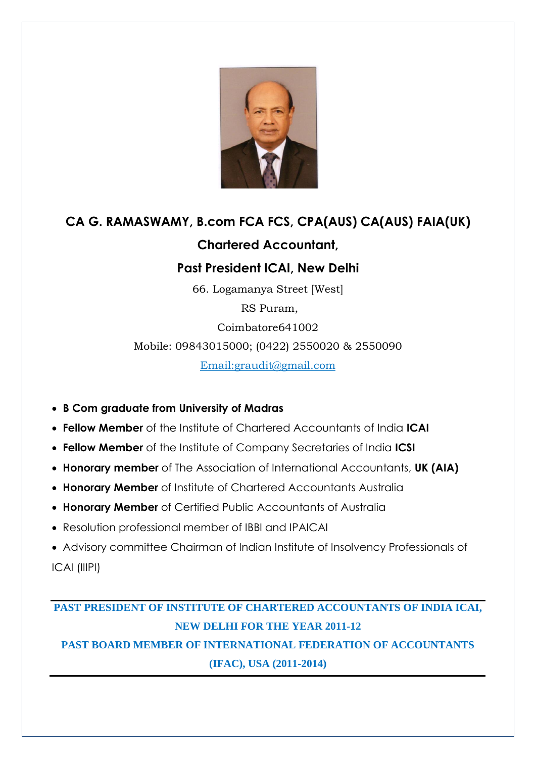# CA G. RAMASWAMY, B.com FCA FCS, CPA(AUS) CA(AUS) FAIA(UK)

## Chartered Accountant,

## Past President ICAI, New Delhi

66. Logamanya Street [West]

RS Puram,

Coimbatore641002

Mobile: 09843015000; (0422) 2550020 & 2550090

Email:graudit@gmail.com

- **B Com graduate from University of Madras**
- **Fellow Member** of the Institute of Chartered Accountants of India **ICAI**
- **Fellow Member** of the Institute of Company Secretaries of India **ICSI**
- **Honorary member** of The Association of International Accountants, **UK (AIA)**
- **Honorary Member** of Institute of Chartered Accountants Australia
- **Honorary Member** of Certified Public Accountants of Australia
- Resolution professional member of IBBI and IPAICAI
- Advisory committee Chairman of Indian Institute of Insolvency Professionals of ICAI (IIIPI)

---

**PAST PRESIDENT OF INSTITUTE OF CHARTERED ACCOUNTANTS OF INDIA ICAI, NEW DELHI FOR THE YEAR 2011-12**

**PAST BOARD MEMBER OF INTERNATIONAL FEDERATION OF ACCOUNTANTS (IFAC), USA (2011-2014)**

---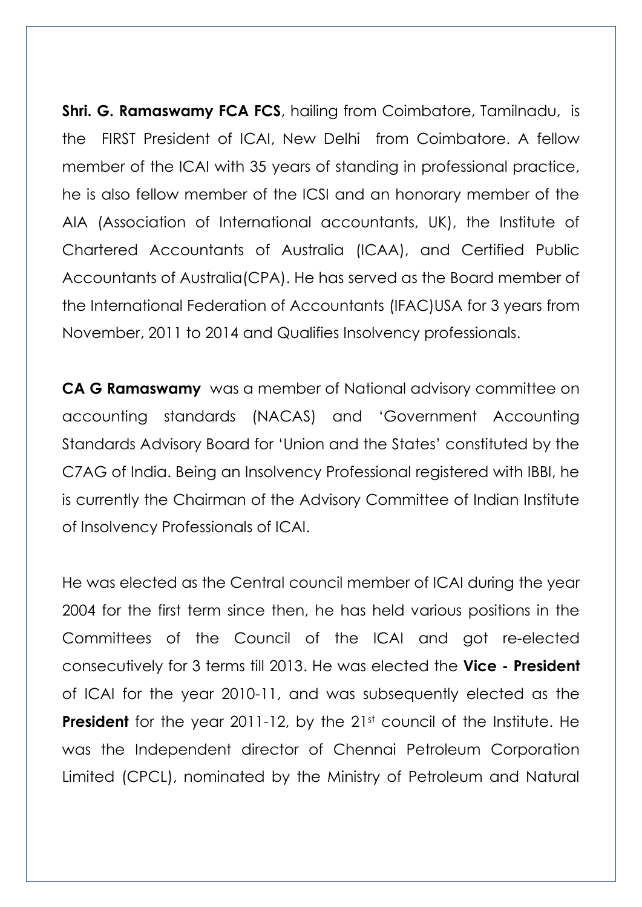**Shri. G. Ramaswamy FCA FCS**, hailing from Coimbatore, Tamilnadu, is the FIRST President of ICAI, New Delhi from Coimbatore. A fellow member of the ICAI with 35 years of standing in professional practice, he is also fellow member of the ICSI and an honorary member of the AIA (Association of International accountants, UK), the Institute of Chartered Accountants of Australia (ICAA), and Certified Public Accountants of Australia(CPA). He has served as the Board member of the International Federation of Accountants (IFAC)USA for 3 years from November, 2011 to 2014 and Qualifies Insolvency professionals.

**CA G Ramaswamy** was a member of National advisory committee on accounting standards (NACAS) and 'Government Accounting Standards Advisory Board for 'Union and the States' constituted by the C7AG of India. Being an Insolvency Professional registered with IBBI, he is currently the Chairman of the Advisory Committee of Indian Institute of Insolvency Professionals of ICAI.

He was elected as the Central council member of ICAI during the year 2004 for the first term since then, he has held various positions in the Committees of the Council of the ICAI and got re-elected consecutively for 3 terms till 2013. He was elected the **Vice - President** of ICAI for the year 2010-11, and was subsequently elected as the **President** for the year 2011-12, by the 21st council of the Institute. He was the Independent director of Chennai Petroleum Corporation Limited (CPCL), nominated by the Ministry of Petroleum and Natural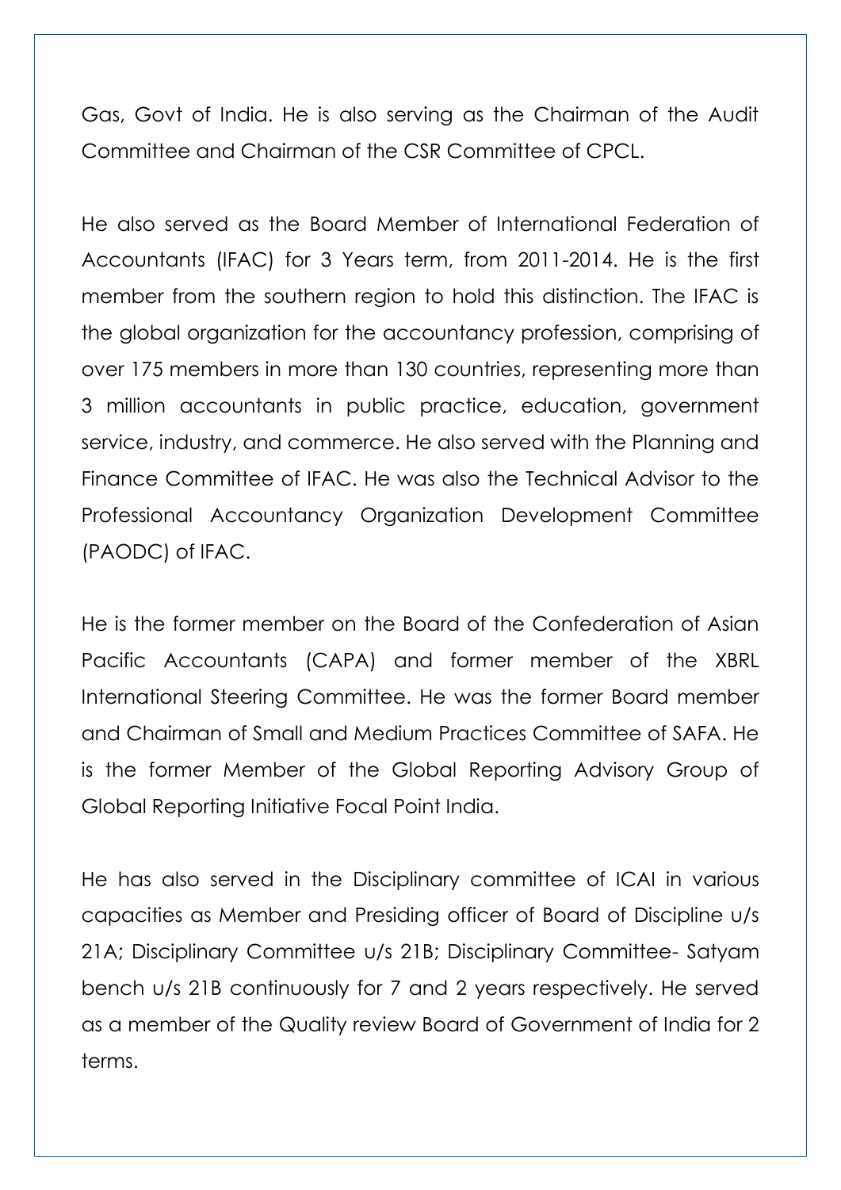Gas, Govt of India. He is also serving as the Chairman of the Audit Committee and Chairman of the CSR Committee of CPCL.

He also served as the Board Member of International Federation of Accountants (IFAC) for 3 Years term, from 2011-2014. He is the first member from the southern region to hold this distinction. The IFAC is the global organization for the accountancy profession, comprising of over 175 members in more than 130 countries, representing more than 3 million accountants in public practice, education, government service, industry, and commerce. He also served with the Planning and Finance Committee of IFAC. He was also the Technical Advisor to the Professional Accountancy Organization Development Committee (PAODC) of IFAC.

He is the former member on the Board of the Confederation of Asian Pacific Accountants (CAPA) and former member of the XBRL International Steering Committee. He was the former Board member and Chairman of Small and Medium Practices Committee of SAFA. He is the former Member of the Global Reporting Advisory Group of Global Reporting Initiative Focal Point India.

He has also served in the Disciplinary committee of ICAI in various capacities as Member and Presiding officer of Board of Discipline u/s 21A; Disciplinary Committee u/s 21B; Disciplinary Committee- Satyam bench u/s 21B continuously for 7 and 2 years respectively. He served as a member of the Quality review Board of Government of India for 2 terms.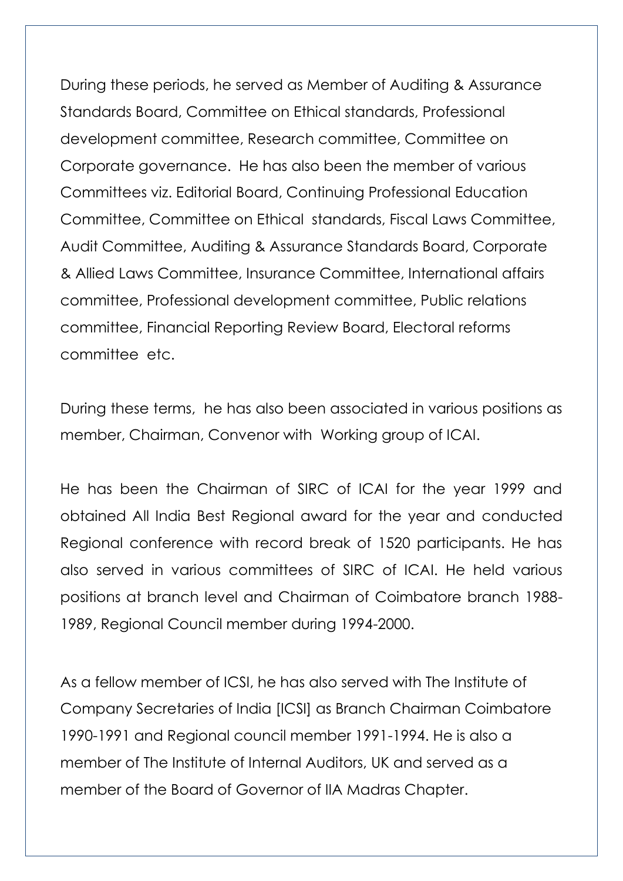During these periods, he served as Member of Auditing & Assurance Standards Board, Committee on Ethical standards, Professional development committee, Research committee, Committee on Corporate governance. He has also been the member of various Committees viz. Editorial Board, Continuing Professional Education Committee, Committee on Ethical standards, Fiscal Laws Committee, Audit Committee, Auditing & Assurance Standards Board, Corporate & Allied Laws Committee, Insurance Committee, International affairs committee, Professional development committee, Public relations committee, Financial Reporting Review Board, Electoral reforms committee etc.

During these terms, he has also been associated in various positions as member, Chairman, Convenor with Working group of ICAI.

He has been the Chairman of SIRC of ICAI for the year 1999 and obtained All India Best Regional award for the year and conducted Regional conference with record break of 1520 participants. He has also served in various committees of SIRC of ICAI. He held various positions at branch level and Chairman of Coimbatore branch 1988-1989, Regional Council member during 1994-2000.

As a fellow member of ICSI, he has also served with The Institute of Company Secretaries of India [ICSI] as Branch Chairman Coimbatore 1990-1991 and Regional council member 1991-1994. He is also a member of The Institute of Internal Auditors, UK and served as a member of the Board of Governor of IIA Madras Chapter.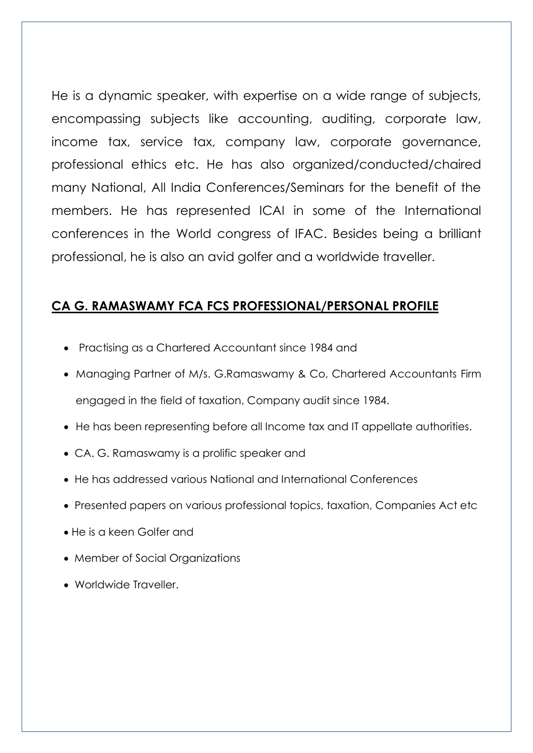He is a dynamic speaker, with expertise on a wide range of subjects, encompassing subjects like accounting, auditing, corporate law, income tax, service tax, company law, corporate governance, professional ethics etc. He has also organized/conducted/chaired many National, All India Conferences/Seminars for the benefit of the members. He has represented ICAI in some of the International conferences in the World congress of IFAC. Besides being a brilliant professional, he is also an avid golfer and a worldwide traveller.

## **CA G. RAMASWAMY FCA FCS PROFESSIONAL/PERSONAL PROFILE**

- Practising as a Chartered Accountant since 1984 and
- Managing Partner of M/s. G.Ramaswamy & Co, Chartered Accountants Firm engaged in the field of taxation, Company audit since 1984.
- He has been representing before all Income tax and IT appellate authorities.
- CA. G. Ramaswamy is a prolific speaker and
- He has addressed various National and International Conferences
- Presented papers on various professional topics, taxation, Companies Act etc
- He is a keen Golfer and
- Member of Social Organizations
- Worldwide Traveller.